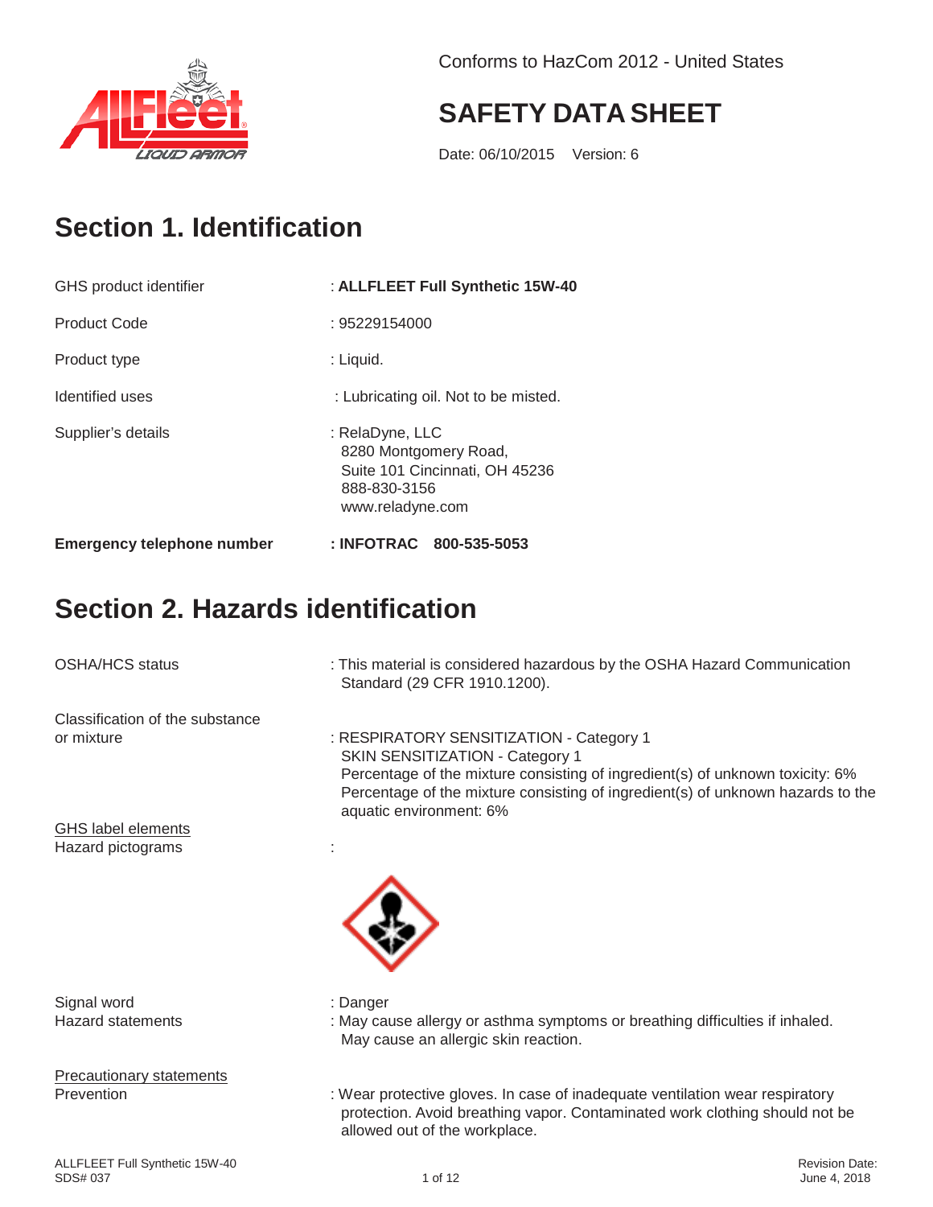Conforms to HazCom 2012 - United States

# SAFETY DATA SHEET

Date: 06/10/2015 Version: 6

## Section 1. Identification

| | |
|---|---|
| GHS product identifier | : **ALLFLEET Full Synthetic 15W-40** |
| Product Code | : 95229154000 |
| Product type | : Liquid. |
| Identified uses | : Lubricating oil. Not to be misted. |
| Supplier's details | : RelaDyne, LLC<br>8280 Montgomery Road,<br>Suite 101 Cincinnati, OH 45236<br>888-830-3156<br>www.reladyne.com |
| **Emergency telephone number** | **: INFOTRAC 800-535-5053** |

## Section 2. Hazards identification

OSHA/HCS status : This material is considered hazardous by the OSHA Hazard Communication Standard (29 CFR 1910.1200).

Classification of the substance or mixture : RESPIRATORY SENSITIZATION - Category 1
SKIN SENSITIZATION - Category 1
Percentage of the mixture consisting of ingredient(s) of unknown toxicity: 6%
Percentage of the mixture consisting of ingredient(s) of unknown hazards to the aquatic environment: 6%

GHS label elements

Hazard pictograms :

Signal word : Danger

Hazard statements : May cause allergy or asthma symptoms or breathing difficulties if inhaled.
May cause an allergic skin reaction.

Precautionary statements

Prevention : Wear protective gloves. In case of inadequate ventilation wear respiratory protection. Avoid breathing vapor. Contaminated work clothing should not be allowed out of the workplace.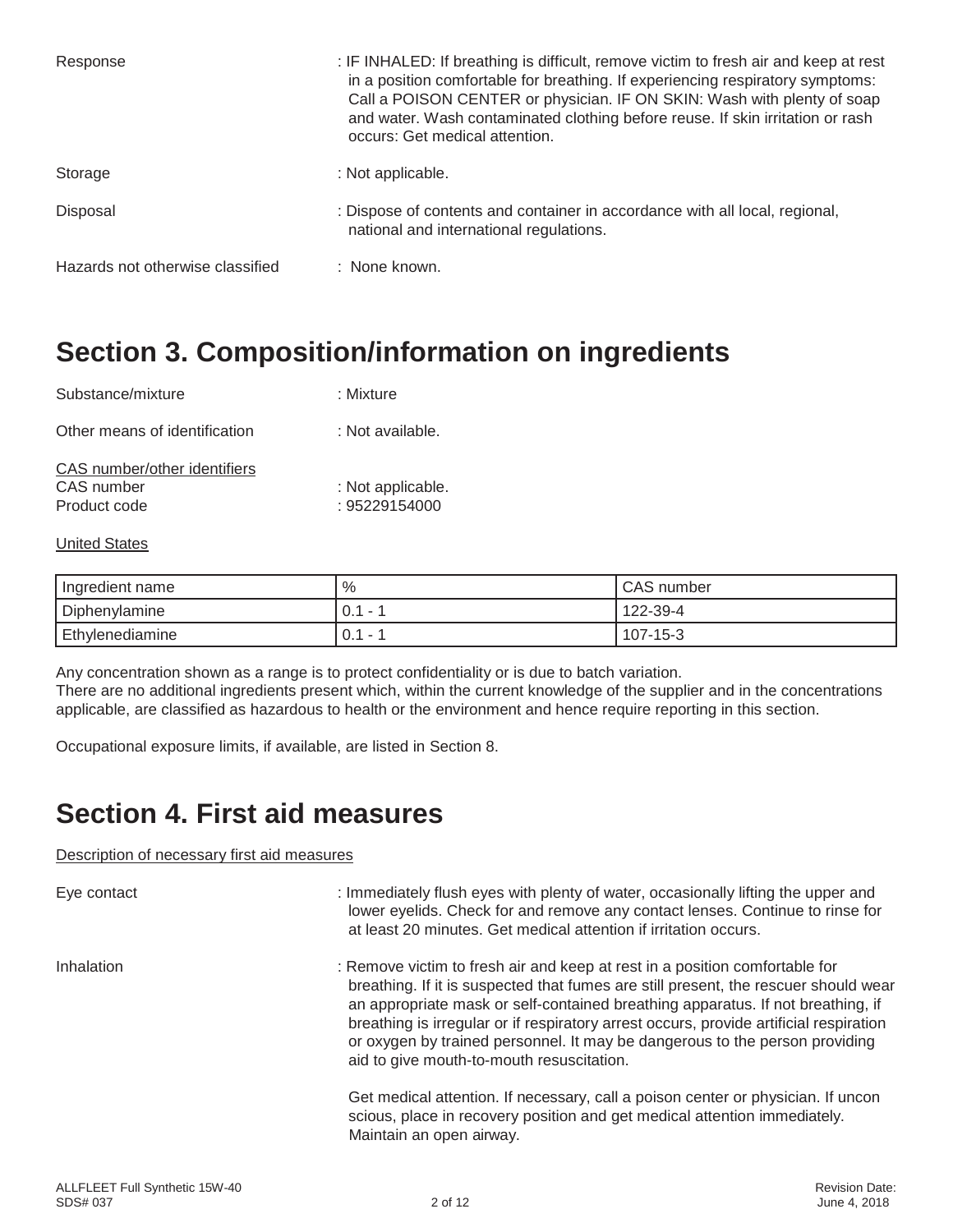Response : IF INHALED: If breathing is difficult, remove victim to fresh air and keep at rest in a position comfortable for breathing. If experiencing respiratory symptoms: Call a POISON CENTER or physician. IF ON SKIN: Wash with plenty of soap and water. Wash contaminated clothing before reuse. If skin irritation or rash occurs: Get medical attention.

Storage : Not applicable.

Disposal : Dispose of contents and container in accordance with all local, regional, national and international regulations.

Hazards not otherwise classified : None known.

# Section 3. Composition/information on ingredients

Substance/mixture : Mixture

Other means of identification : Not available.

CAS number/other identifiers

CAS number : Not applicable.

Product code : 95229154000

United States

| Ingredient name | % | CAS number |
| --- | --- | --- |
| Diphenylamine | 0.1 - 1 | 122-39-4 |
| Ethylenediamine | 0.1 - 1 | 107-15-3 |

Any concentration shown as a range is to protect confidentiality or is due to batch variation.
There are no additional ingredients present which, within the current knowledge of the supplier and in the concentrations applicable, are classified as hazardous to health or the environment and hence require reporting in this section.

Occupational exposure limits, if available, are listed in Section 8.

# Section 4. First aid measures

Description of necessary first aid measures

Eye contact : Immediately flush eyes with plenty of water, occasionally lifting the upper and lower eyelids. Check for and remove any contact lenses. Continue to rinse for at least 20 minutes. Get medical attention if irritation occurs.

Inhalation : Remove victim to fresh air and keep at rest in a position comfortable for breathing. If it is suspected that fumes are still present, the rescuer should wear an appropriate mask or self-contained breathing apparatus. If not breathing, if breathing is irregular or if respiratory arrest occurs, provide artificial respiration or oxygen by trained personnel. It may be dangerous to the person providing aid to give mouth-to-mouth resuscitation.

Get medical attention. If necessary, call a poison center or physician. If uncon scious, place in recovery position and get medical attention immediately. Maintain an open airway.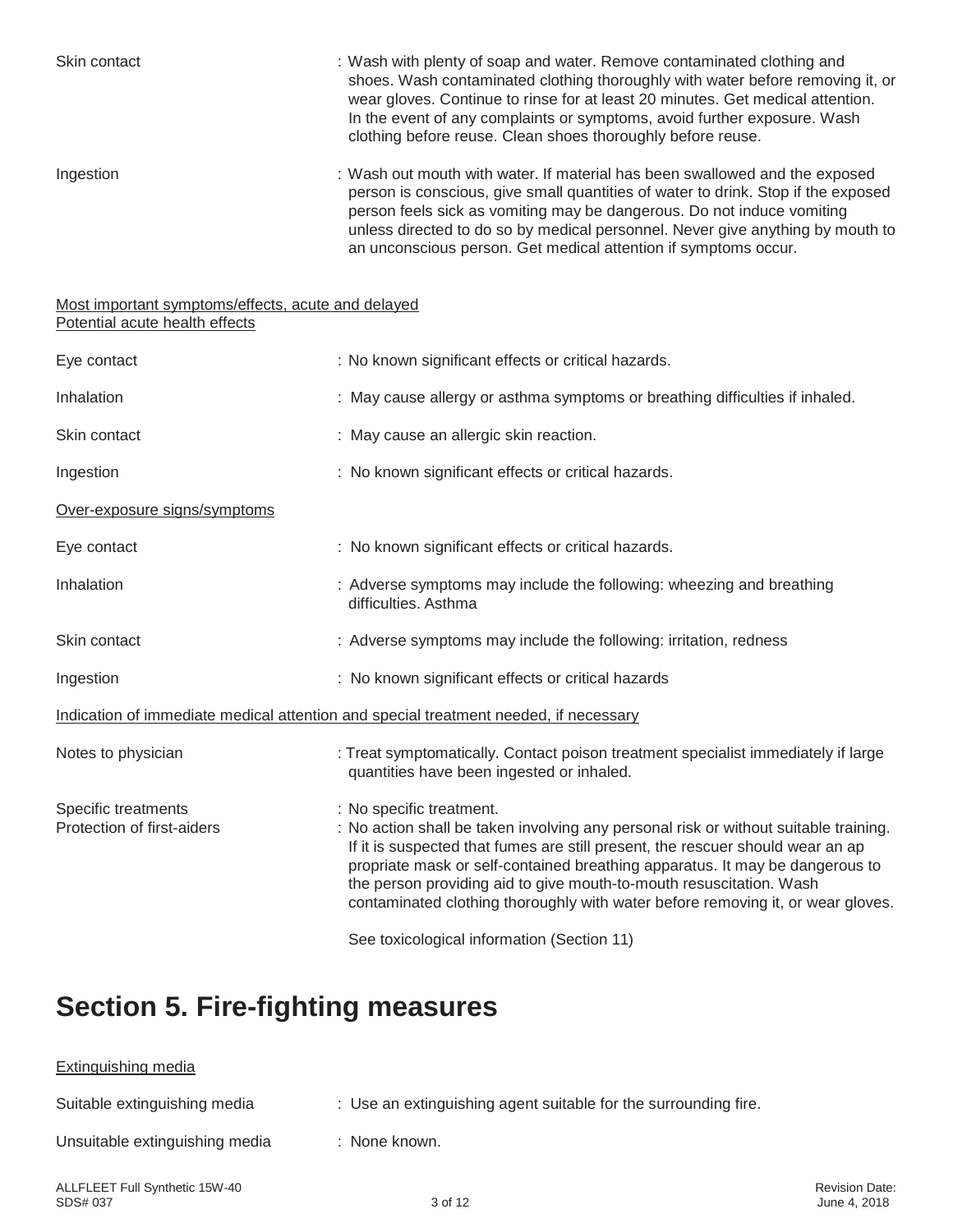| | |
|---|---|
| Skin contact | : Wash with plenty of soap and water. Remove contaminated clothing and shoes. Wash contaminated clothing thoroughly with water before removing it, or wear gloves. Continue to rinse for at least 20 minutes. Get medical attention. In the event of any complaints or symptoms, avoid further exposure. Wash clothing before reuse. Clean shoes thoroughly before reuse. |
| Ingestion | : Wash out mouth with water. If material has been swallowed and the exposed person is conscious, give small quantities of water to drink. Stop if the exposed person feels sick as vomiting may be dangerous. Do not induce vomiting unless directed to do so by medical personnel. Never give anything by mouth to an unconscious person. Get medical attention if symptoms occur. |

Most important symptoms/effects, acute and delayed

Potential acute health effects

| | |
|---|---|
| Eye contact | : No known significant effects or critical hazards. |
| Inhalation | : May cause allergy or asthma symptoms or breathing difficulties if inhaled. |
| Skin contact | : May cause an allergic skin reaction. |
| Ingestion | : No known significant effects or critical hazards. |

Over-exposure signs/symptoms

| | |
|---|---|
| Eye contact | : No known significant effects or critical hazards. |
| Inhalation | : Adverse symptoms may include the following: wheezing and breathing difficulties. Asthma |
| Skin contact | : Adverse symptoms may include the following: irritation, redness |
| Ingestion | : No known significant effects or critical hazards |

Indication of immediate medical attention and special treatment needed, if necessary

| | |
|---|---|
| Notes to physician | : Treat symptomatically. Contact poison treatment specialist immediately if large quantities have been ingested or inhaled. |
| Specific treatments | : No specific treatment. |
| Protection of first-aiders | : No action shall be taken involving any personal risk or without suitable training. If it is suspected that fumes are still present, the rescuer should wear an ap propriate mask or self-contained breathing apparatus. It may be dangerous to the person providing aid to give mouth-to-mouth resuscitation. Wash contaminated clothing thoroughly with water before removing it, or wear gloves. |

See toxicological information (Section 11)

# Section 5. Fire-fighting measures

Extinguishing media

| | |
|---|---|
| Suitable extinguishing media | : Use an extinguishing agent suitable for the surrounding fire. |
| Unsuitable extinguishing media | : None known. |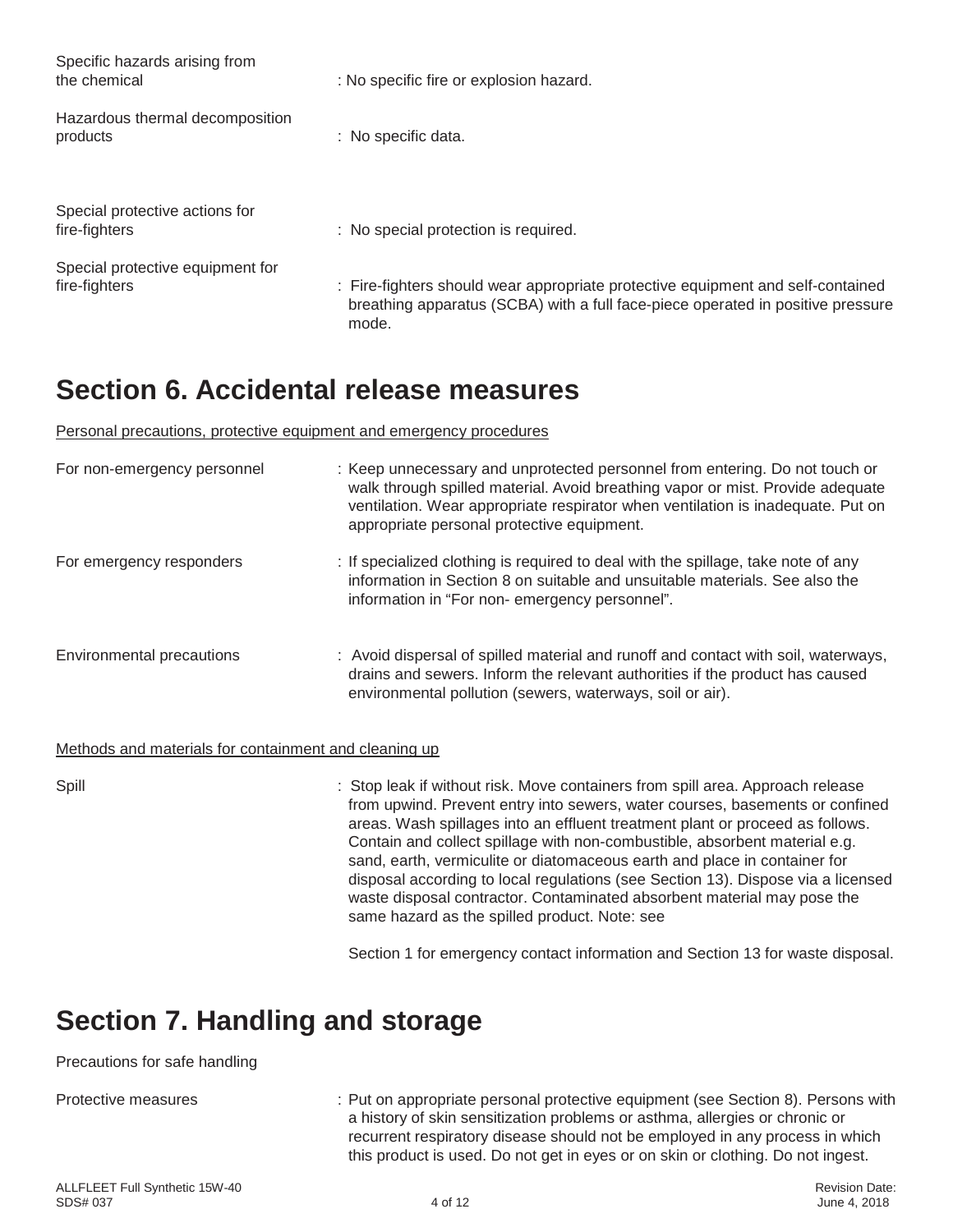Specific hazards arising from the chemical : No specific fire or explosion hazard.

Hazardous thermal decomposition products : No specific data.

Special protective actions for fire-fighters : No special protection is required.

Special protective equipment for fire-fighters : Fire-fighters should wear appropriate protective equipment and self-contained breathing apparatus (SCBA) with a full face-piece operated in positive pressure mode.

# Section 6. Accidental release measures

Personal precautions, protective equipment and emergency procedures

For non-emergency personnel : Keep unnecessary and unprotected personnel from entering. Do not touch or walk through spilled material. Avoid breathing vapor or mist. Provide adequate ventilation. Wear appropriate respirator when ventilation is inadequate. Put on appropriate personal protective equipment.

For emergency responders : If specialized clothing is required to deal with the spillage, take note of any information in Section 8 on suitable and unsuitable materials. See also the information in "For non- emergency personnel".

Environmental precautions : Avoid dispersal of spilled material and runoff and contact with soil, waterways, drains and sewers. Inform the relevant authorities if the product has caused environmental pollution (sewers, waterways, soil or air).

Methods and materials for containment and cleaning up

Spill : Stop leak if without risk. Move containers from spill area. Approach release from upwind. Prevent entry into sewers, water courses, basements or confined areas. Wash spillages into an effluent treatment plant or proceed as follows. Contain and collect spillage with non-combustible, absorbent material e.g. sand, earth, vermiculite or diatomaceous earth and place in container for disposal according to local regulations (see Section 13). Dispose via a licensed waste disposal contractor. Contaminated absorbent material may pose the same hazard as the spilled product. Note: see

Section 1 for emergency contact information and Section 13 for waste disposal.

# Section 7. Handling and storage

Precautions for safe handling

Protective measures : Put on appropriate personal protective equipment (see Section 8). Persons with a history of skin sensitization problems or asthma, allergies or chronic or recurrent respiratory disease should not be employed in any process in which this product is used. Do not get in eyes or on skin or clothing. Do not ingest.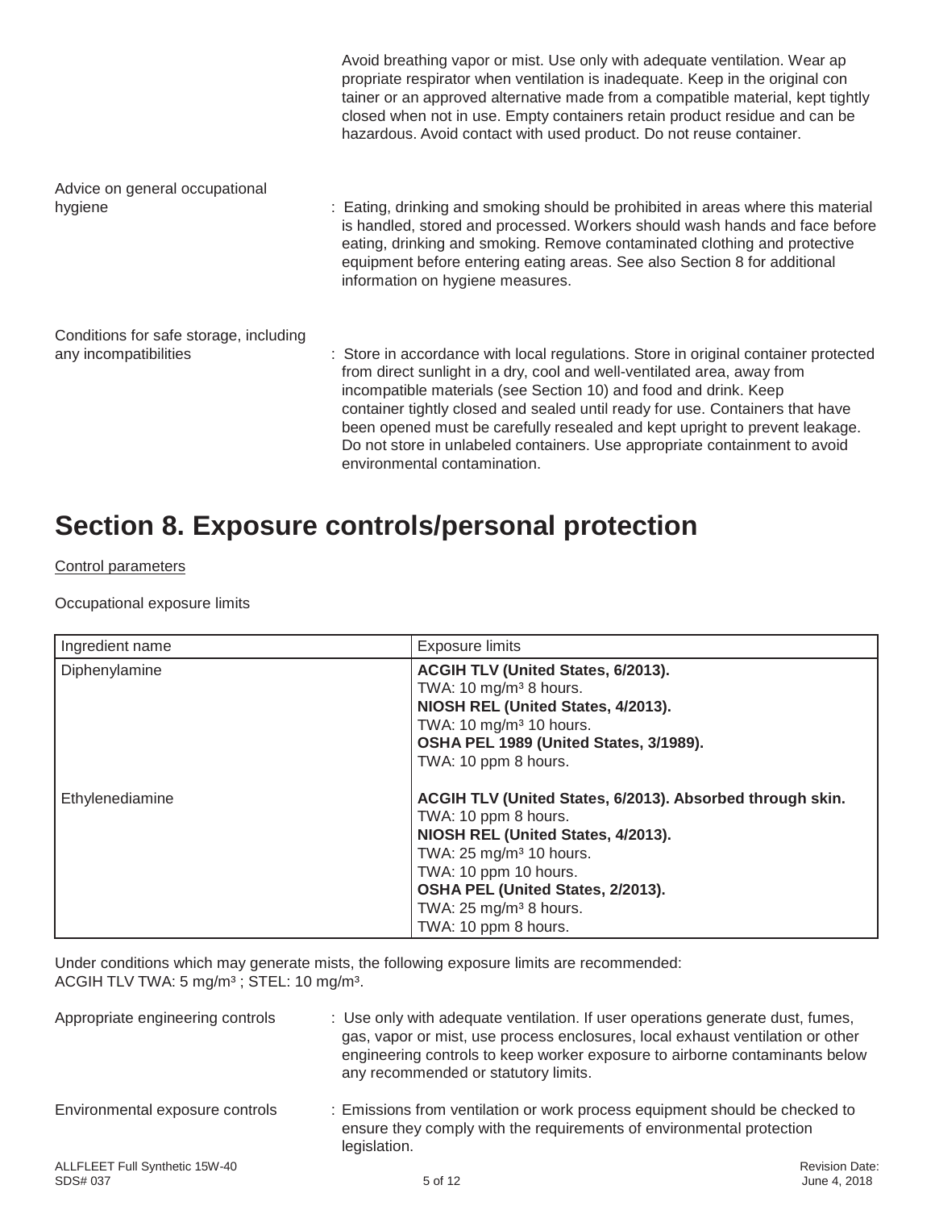Avoid breathing vapor or mist. Use only with adequate ventilation. Wear ap propriate respirator when ventilation is inadequate. Keep in the original con tainer or an approved alternative made from a compatible material, kept tightly closed when not in use. Empty containers retain product residue and can be hazardous. Avoid contact with used product. Do not reuse container.

Advice on general occupational hygiene : Eating, drinking and smoking should be prohibited in areas where this material is handled, stored and processed. Workers should wash hands and face before eating, drinking and smoking. Remove contaminated clothing and protective equipment before entering eating areas. See also Section 8 for additional information on hygiene measures.

Conditions for safe storage, including any incompatibilities : Store in accordance with local regulations. Store in original container protected from direct sunlight in a dry, cool and well-ventilated area, away from incompatible materials (see Section 10) and food and drink. Keep container tightly closed and sealed until ready for use. Containers that have been opened must be carefully resealed and kept upright to prevent leakage. Do not store in unlabeled containers. Use appropriate containment to avoid environmental contamination.

# Section 8. Exposure controls/personal protection

Control parameters

Occupational exposure limits

| Ingredient name | Exposure limits |
|---|---|
| Diphenylamine | **ACGIH TLV (United States, 6/2013).**<br>TWA: 10 mg/m³ 8 hours.<br>**NIOSH REL (United States, 4/2013).**<br>TWA: 10 mg/m³ 10 hours.<br>**OSHA PEL 1989 (United States, 3/1989).**<br>TWA: 10 ppm 8 hours. |
| Ethylenediamine | **ACGIH TLV (United States, 6/2013). Absorbed through skin.**<br>TWA: 10 ppm 8 hours.<br>**NIOSH REL (United States, 4/2013).**<br>TWA: 25 mg/m³ 10 hours.<br>TWA: 10 ppm 10 hours.<br>**OSHA PEL (United States, 2/2013).**<br>TWA: 25 mg/m³ 8 hours.<br>TWA: 10 ppm 8 hours. |

Under conditions which may generate mists, the following exposure limits are recommended:
ACGIH TLV TWA: 5 mg/m³ ; STEL: 10 mg/m³.

Appropriate engineering controls : Use only with adequate ventilation. If user operations generate dust, fumes, gas, vapor or mist, use process enclosures, local exhaust ventilation or other engineering controls to keep worker exposure to airborne contaminants below any recommended or statutory limits.

Environmental exposure controls : Emissions from ventilation or work process equipment should be checked to ensure they comply with the requirements of environmental protection legislation.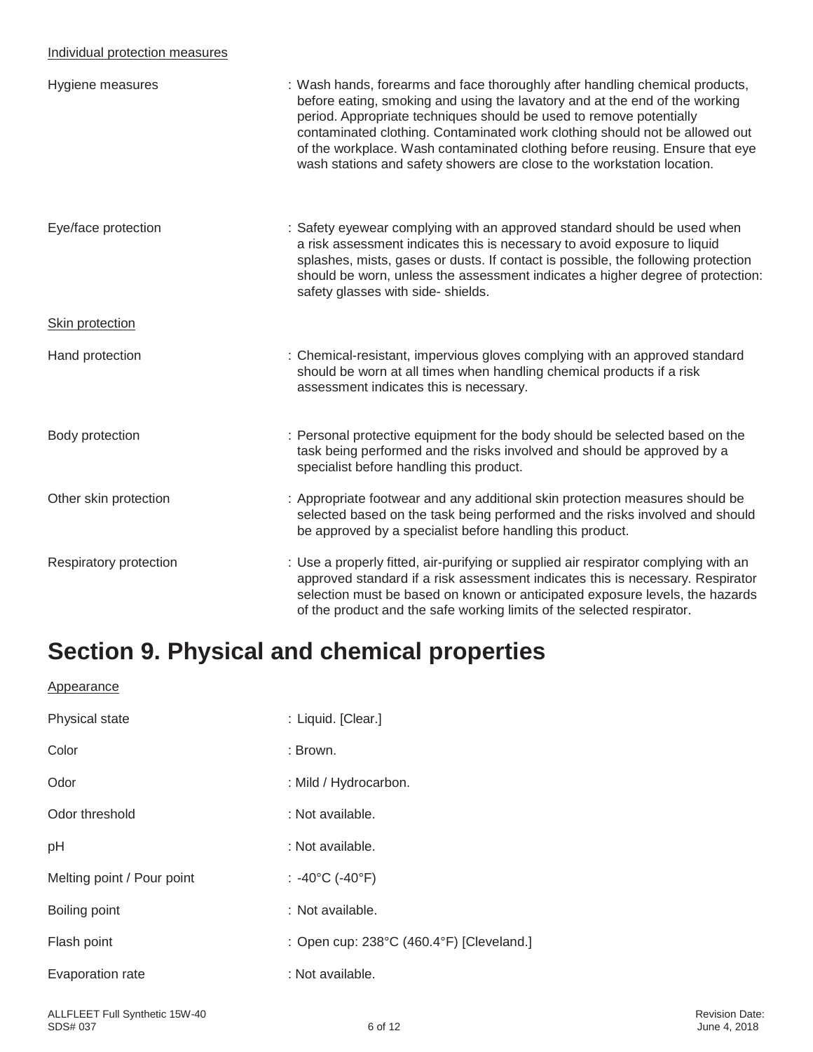Individual protection measures

| | |
|---|---|
| Hygiene measures | : Wash hands, forearms and face thoroughly after handling chemical products, before eating, smoking and using the lavatory and at the end of the working period. Appropriate techniques should be used to remove potentially contaminated clothing. Contaminated work clothing should not be allowed out of the workplace. Wash contaminated clothing before reusing. Ensure that eye wash stations and safety showers are close to the workstation location. |
| Eye/face protection | : Safety eyewear complying with an approved standard should be used when a risk assessment indicates this is necessary to avoid exposure to liquid splashes, mists, gases or dusts. If contact is possible, the following protection should be worn, unless the assessment indicates a higher degree of protection: safety glasses with side- shields. |

Skin protection

| | |
|---|---|
| Hand protection | : Chemical-resistant, impervious gloves complying with an approved standard should be worn at all times when handling chemical products if a risk assessment indicates this is necessary. |
| Body protection | : Personal protective equipment for the body should be selected based on the task being performed and the risks involved and should be approved by a specialist before handling this product. |
| Other skin protection | : Appropriate footwear and any additional skin protection measures should be selected based on the task being performed and the risks involved and should be approved by a specialist before handling this product. |
| Respiratory protection | : Use a properly fitted, air-purifying or supplied air respirator complying with an approved standard if a risk assessment indicates this is necessary. Respirator selection must be based on known or anticipated exposure levels, the hazards of the product and the safe working limits of the selected respirator. |

# Section 9. Physical and chemical properties

Appearance

| | |
|---|---|
| Physical state | : Liquid. [Clear.] |
| Color | : Brown. |
| Odor | : Mild / Hydrocarbon. |
| Odor threshold | : Not available. |
| pH | : Not available. |
| Melting point / Pour point | : -40°C (-40°F) |
| Boiling point | : Not available. |
| Flash point | : Open cup: 238°C (460.4°F) [Cleveland.] |
| Evaporation rate | : Not available. |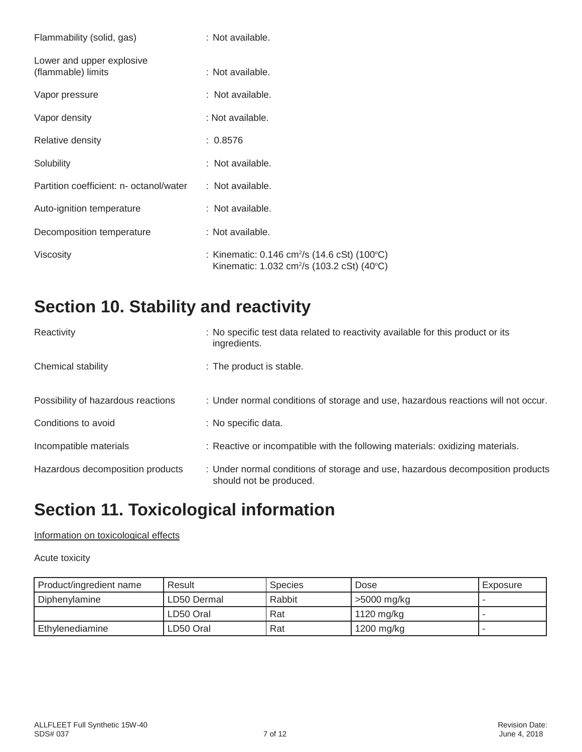Flammability (solid, gas) : Not available.

Lower and upper explosive (flammable) limits : Not available.

Vapor pressure : Not available.

Vapor density : Not available.

Relative density : 0.8576

Solubility : Not available.

Partition coefficient: n- octanol/water : Not available.

Auto-ignition temperature : Not available.

Decomposition temperature : Not available.

Viscosity : Kinematic: 0.146 $cm^2/s$ (14.6 cSt) (100°C)
Kinematic: 1.032 $cm^2/s$ (103.2 cSt) (40°C)

## Section 10. Stability and reactivity

Reactivity : No specific test data related to reactivity available for this product or its ingredients.

Chemical stability : The product is stable.

Possibility of hazardous reactions : Under normal conditions of storage and use, hazardous reactions will not occur.

Conditions to avoid : No specific data.

Incompatible materials : Reactive or incompatible with the following materials: oxidizing materials.

Hazardous decomposition products : Under normal conditions of storage and use, hazardous decomposition products should not be produced.

## Section 11. Toxicological information

Information on toxicological effects

Acute toxicity

| Product/ingredient name | Result | Species | Dose | Exposure |
|---|---|---|---|---|
| Diphenylamine | LD50 Dermal | Rabbit | >5000 mg/kg | - |
| | LD50 Oral | Rat | 1120 mg/kg | - |
| Ethylenediamine | LD50 Oral | Rat | 1200 mg/kg | - |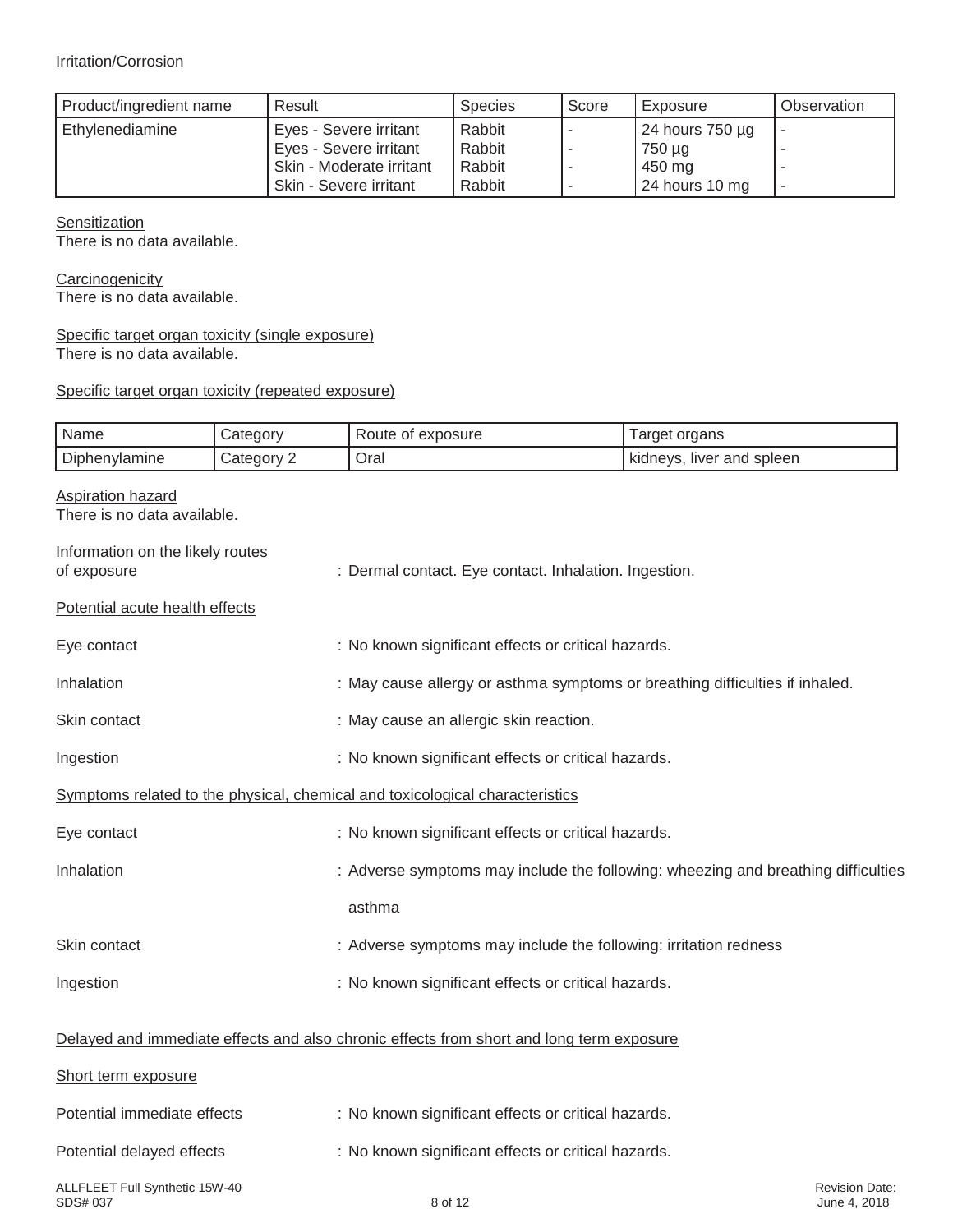Irritation/Corrosion

| Product/ingredient name | Result | Species | Score | Exposure | Observation |
| --- | --- | --- | --- | --- | --- |
| Ethylenediamine | Eyes - Severe irritant | Rabbit | - | 24 hours 750 µg | - |
| | Eyes - Severe irritant | Rabbit | - | 750 µg | - |
| | Skin - Moderate irritant | Rabbit | - | 450 mg | - |
| | Skin - Severe irritant | Rabbit | - | 24 hours 10 mg | - |

Sensitization
There is no data available.

Carcinogenicity
There is no data available.

Specific target organ toxicity (single exposure)
There is no data available.

Specific target organ toxicity (repeated exposure)

| Name | Category | Route of exposure | Target organs |
| --- | --- | --- | --- |
| Diphenylamine | Category 2 | Oral | kidneys, liver and spleen |

Aspiration hazard
There is no data available.

Information on the likely routes of exposure : Dermal contact. Eye contact. Inhalation. Ingestion.

Potential acute health effects

Eye contact : No known significant effects or critical hazards.

Inhalation : May cause allergy or asthma symptoms or breathing difficulties if inhaled.

Skin contact : May cause an allergic skin reaction.

Ingestion : No known significant effects or critical hazards.

Symptoms related to the physical, chemical and toxicological characteristics

Eye contact : No known significant effects or critical hazards.

Inhalation : Adverse symptoms may include the following: wheezing and breathing difficulties asthma

Skin contact : Adverse symptoms may include the following: irritation redness

Ingestion : No known significant effects or critical hazards.

Delayed and immediate effects and also chronic effects from short and long term exposure

Short term exposure

Potential immediate effects : No known significant effects or critical hazards.

Potential delayed effects : No known significant effects or critical hazards.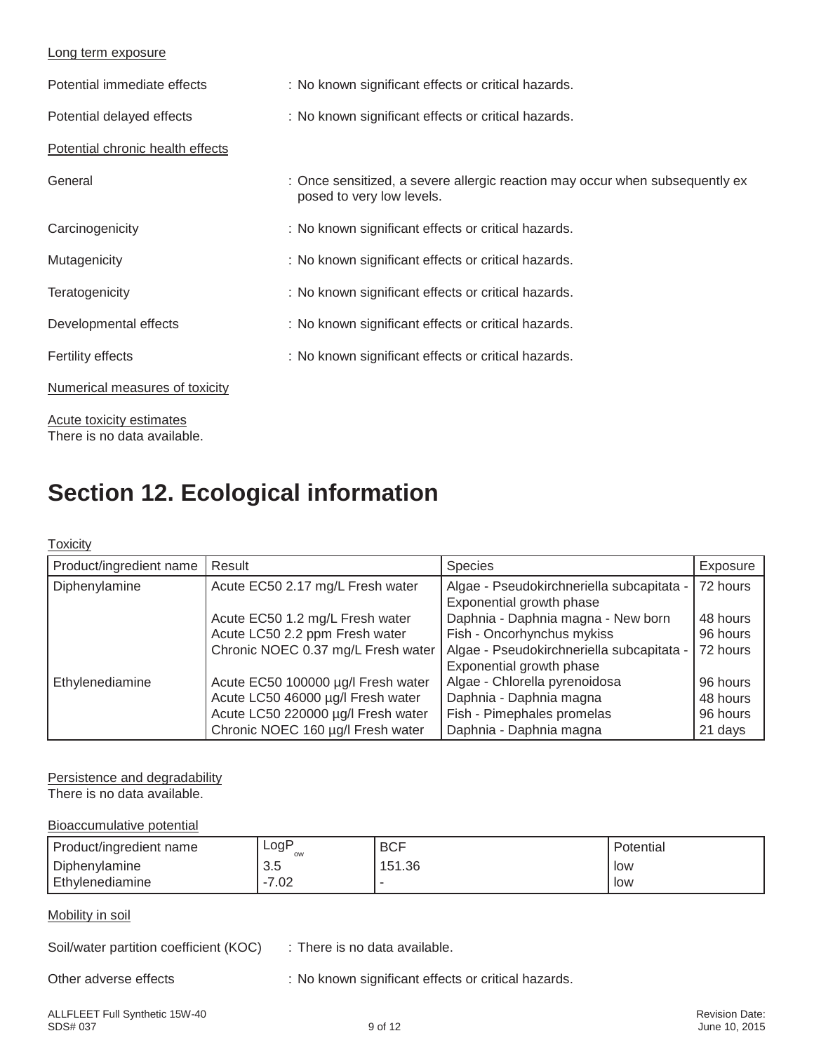Long term exposure

Potential immediate effects : No known significant effects or critical hazards.

Potential delayed effects : No known significant effects or critical hazards.

Potential chronic health effects

General : Once sensitized, a severe allergic reaction may occur when subsequently ex posed to very low levels.

Carcinogenicity : No known significant effects or critical hazards.

Mutagenicity : No known significant effects or critical hazards.

Teratogenicity : No known significant effects or critical hazards.

Developmental effects : No known significant effects or critical hazards.

Fertility effects : No known significant effects or critical hazards.

Numerical measures of toxicity

Acute toxicity estimates
There is no data available.

# Section 12. Ecological information

Toxicity

| Product/ingredient name | Result | Species | Exposure |
|---|---|---|---|
| Diphenylamine | Acute EC50 2.17 mg/L Fresh water | Algae - Pseudokirchneriella subcapitata - Exponential growth phase | 72 hours |
| | Acute EC50 1.2 mg/L Fresh water | Daphnia - Daphnia magna - New born | 48 hours |
| | Acute LC50 2.2 ppm Fresh water | Fish - Oncorhynchus mykiss | 96 hours |
| | Chronic NOEC 0.37 mg/L Fresh water | Algae - Pseudokirchneriella subcapitata - Exponential growth phase | 72 hours |
| Ethylenediamine | Acute EC50 100000 µg/l Fresh water | Algae - Chlorella pyrenoidosa | 96 hours |
| | Acute LC50 46000 µg/l Fresh water | Daphnia - Daphnia magna | 48 hours |
| | Acute LC50 220000 µg/l Fresh water | Fish - Pimephales promelas | 96 hours |
| | Chronic NOEC 160 µg/l Fresh water | Daphnia - Daphnia magna | 21 days |

Persistence and degradability
There is no data available.

Bioaccumulative potential

| Product/ingredient name | $LogP_{ow}$ | BCF | Potential |
|---|---|---|---|
| Diphenylamine | 3.5 | 151.36 | low |
| Ethylenediamine | -7.02 | - | low |

Mobility in soil

Soil/water partition coefficient (KOC) : There is no data available.

Other adverse effects : No known significant effects or critical hazards.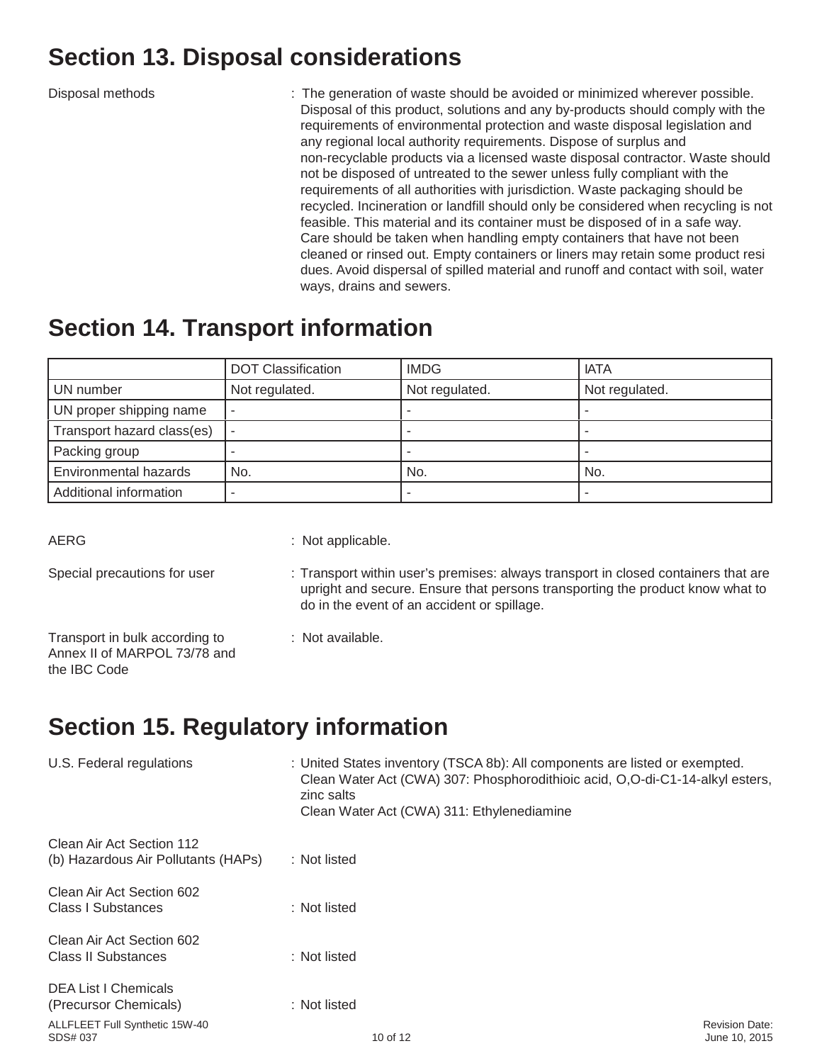## Section 13. Disposal considerations

Disposal methods : The generation of waste should be avoided or minimized wherever possible. Disposal of this product, solutions and any by-products should comply with the requirements of environmental protection and waste disposal legislation and any regional local authority requirements. Dispose of surplus and non-recyclable products via a licensed waste disposal contractor. Waste should not be disposed of untreated to the sewer unless fully compliant with the requirements of all authorities with jurisdiction. Waste packaging should be recycled. Incineration or landfill should only be considered when recycling is not feasible. This material and its container must be disposed of in a safe way. Care should be taken when handling empty containers that have not been cleaned or rinsed out. Empty containers or liners may retain some product residues. Avoid dispersal of spilled material and runoff and contact with soil, waterways, drains and sewers.

## Section 14. Transport information

| | DOT Classification | IMDG | IATA |
|---|---|---|---|
| UN number | Not regulated. | Not regulated. | Not regulated. |
| UN proper shipping name | - | - | - |
| Transport hazard class(es) | - | - | - |
| Packing group | - | - | - |
| Environmental hazards | No. | No. | No. |
| Additional information | - | - | - |

AERG : Not applicable.

Special precautions for user : Transport within user's premises: always transport in closed containers that are upright and secure. Ensure that persons transporting the product know what to do in the event of an accident or spillage.

Transport in bulk according to Annex II of MARPOL 73/78 and the IBC Code : Not available.

## Section 15. Regulatory information

U.S. Federal regulations : United States inventory (TSCA 8b): All components are listed or exempted.
Clean Water Act (CWA) 307: Phosphorodithioic acid, O,O-di-C1-14-alkyl esters, zinc salts
Clean Water Act (CWA) 311: Ethylenediamine

Clean Air Act Section 112 (b) Hazardous Air Pollutants (HAPs) : Not listed

Clean Air Act Section 602 Class I Substances : Not listed

Clean Air Act Section 602 Class II Substances : Not listed

DEA List I Chemicals (Precursor Chemicals) : Not listed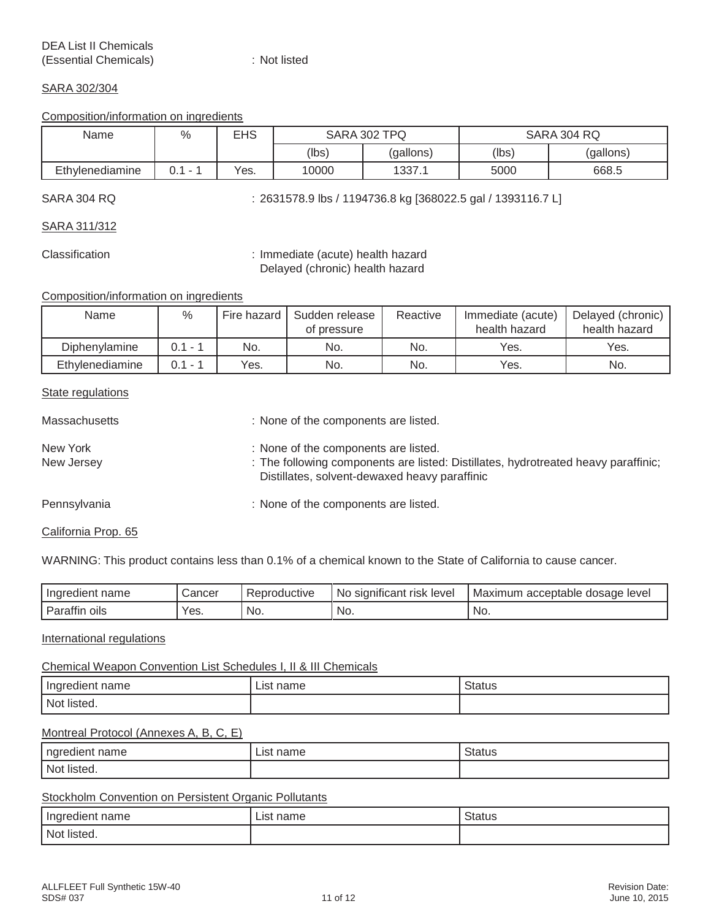DEA List II Chemicals (Essential Chemicals) : Not listed

SARA 302/304

Composition/information on ingredients

| Name | % | EHS | SARA 302 TPQ | | SARA 304 RQ | |
|---|---|---|---|---|---|---|
| | | | (lbs) | (gallons) | (lbs) | (gallons) |
| Ethylenediamine | 0.1 - 1 | Yes. | 10000 | 1337.1 | 5000 | 668.5 |

SARA 304 RQ : 2631578.9 lbs / 1194736.8 kg [368022.5 gal / 1393116.7 L]

SARA 311/312

Classification : Immediate (acute) health hazard
Delayed (chronic) health hazard

Composition/information on ingredients

| Name | % | Fire hazard | Sudden release of pressure | Reactive | Immediate (acute) health hazard | Delayed (chronic) health hazard |
|---|---|---|---|---|---|---|
| Diphenylamine | 0.1 - 1 | No. | No. | No. | Yes. | Yes. |
| Ethylenediamine | 0.1 - 1 | Yes. | No. | No. | Yes. | No. |

State regulations

Massachusetts : None of the components are listed.

New York : None of the components are listed.

New Jersey : The following components are listed: Distillates, hydrotreated heavy paraffinic; Distillates, solvent-dewaxed heavy paraffinic

Pennsylvania : None of the components are listed.

California Prop. 65

WARNING: This product contains less than 0.1% of a chemical known to the State of California to cause cancer.

| Ingredient name | Cancer | Reproductive | No significant risk level | Maximum acceptable dosage level |
|---|---|---|---|---|
| Paraffin oils | Yes. | No. | No. | No. |

International regulations

Chemical Weapon Convention List Schedules I, II & III Chemicals

| Ingredient name | List name | Status |
|---|---|---|
| Not listed. | | |

Montreal Protocol (Annexes A, B, C, E)

| ngredient name | List name | Status |
|---|---|---|
| Not listed. | | |

Stockholm Convention on Persistent Organic Pollutants

| Ingredient name | List name | Status |
|---|---|---|
| Not listed. | | |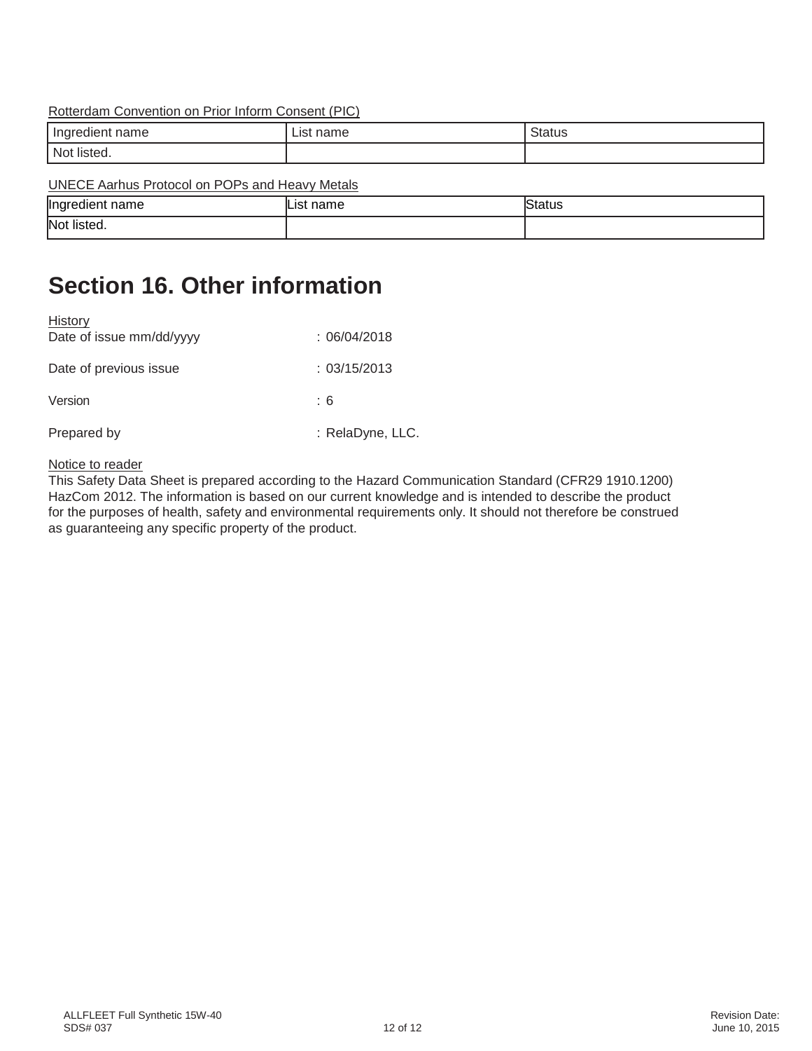Rotterdam Convention on Prior Inform Consent (PIC)

| Ingredient name | List name | Status |
|---|---|---|
| Not listed. | | |

UNECE Aarhus Protocol on POPs and Heavy Metals

| Ingredient name | List name | Status |
|---|---|---|
| Not listed. | | |

# Section 16. Other information

History

Date of issue mm/dd/yyyy : 06/04/2018

Date of previous issue : 03/15/2013

Version : 6

Prepared by : RelaDyne, LLC.

Notice to reader

This Safety Data Sheet is prepared according to the Hazard Communication Standard (CFR29 1910.1200) HazCom 2012. The information is based on our current knowledge and is intended to describe the product for the purposes of health, safety and environmental requirements only. It should not therefore be construed as guaranteeing any specific property of the product.